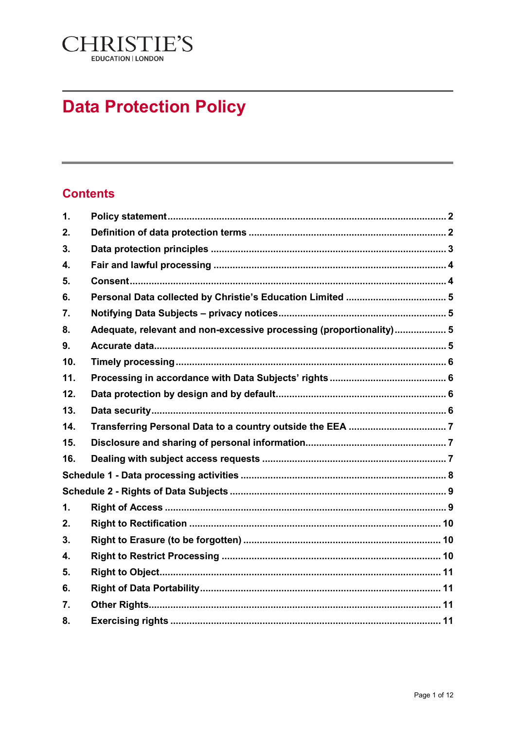CHRISTIE'S
EDUCATION | LONDON

# Data Protection Policy

## Contents

| | | |
|---|---|---|
| 1. | Policy statement | 2 |
| 2. | Definition of data protection terms | 2 |
| 3. | Data protection principles | 3 |
| 4. | Fair and lawful processing | 4 |
| 5. | Consent | 4 |
| 6. | Personal Data collected by Christie's Education Limited | 5 |
| 7. | Notifying Data Subjects – privacy notices | 5 |
| 8. | Adequate, relevant and non-excessive processing (proportionality) | 5 |
| 9. | Accurate data | 5 |
| 10. | Timely processing | 6 |
| 11. | Processing in accordance with Data Subjects' rights | 6 |
| 12. | Data protection by design and by default | 6 |
| 13. | Data security | 6 |
| 14. | Transferring Personal Data to a country outside the EEA | 7 |
| 15. | Disclosure and sharing of personal information | 7 |
| 16. | Dealing with subject access requests | 7 |
| Schedule 1 - Data processing activities | | 8 |
| Schedule 2 - Rights of Data Subjects | | 9 |
| 1. | Right of Access | 9 |
| 2. | Right to Rectification | 10 |
| 3. | Right to Erasure (to be forgotten) | 10 |
| 4. | Right to Restrict Processing | 10 |
| 5. | Right to Object | 11 |
| 6. | Right of Data Portability | 11 |
| 7. | Other Rights | 11 |
| 8. | Exercising rights | 11 |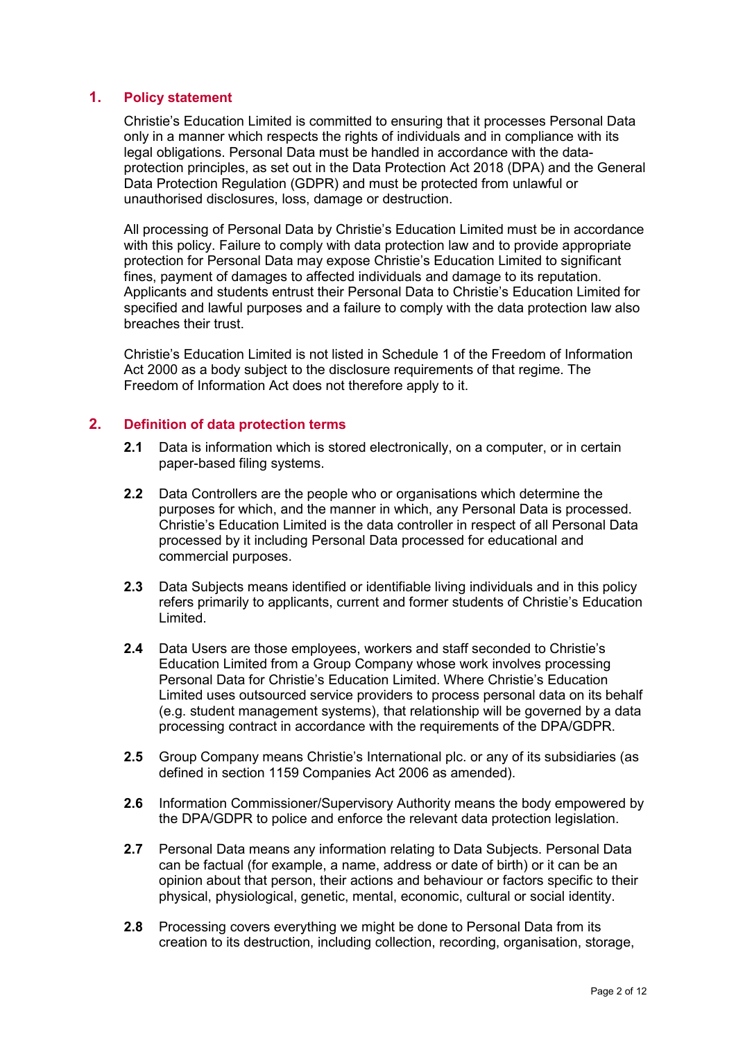## 1. Policy statement

Christie's Education Limited is committed to ensuring that it processes Personal Data only in a manner which respects the rights of individuals and in compliance with its legal obligations. Personal Data must be handled in accordance with the data-protection principles, as set out in the Data Protection Act 2018 (DPA) and the General Data Protection Regulation (GDPR) and must be protected from unlawful or unauthorised disclosures, loss, damage or destruction.

All processing of Personal Data by Christie's Education Limited must be in accordance with this policy. Failure to comply with data protection law and to provide appropriate protection for Personal Data may expose Christie's Education Limited to significant fines, payment of damages to affected individuals and damage to its reputation. Applicants and students entrust their Personal Data to Christie's Education Limited for specified and lawful purposes and a failure to comply with the data protection law also breaches their trust.

Christie's Education Limited is not listed in Schedule 1 of the Freedom of Information Act 2000 as a body subject to the disclosure requirements of that regime. The Freedom of Information Act does not therefore apply to it.

## 2. Definition of data protection terms

**2.1** Data is information which is stored electronically, on a computer, or in certain paper-based filing systems.

**2.2** Data Controllers are the people who or organisations which determine the purposes for which, and the manner in which, any Personal Data is processed. Christie's Education Limited is the data controller in respect of all Personal Data processed by it including Personal Data processed for educational and commercial purposes.

**2.3** Data Subjects means identified or identifiable living individuals and in this policy refers primarily to applicants, current and former students of Christie's Education Limited.

**2.4** Data Users are those employees, workers and staff seconded to Christie's Education Limited from a Group Company whose work involves processing Personal Data for Christie's Education Limited. Where Christie's Education Limited uses outsourced service providers to process personal data on its behalf (e.g. student management systems), that relationship will be governed by a data processing contract in accordance with the requirements of the DPA/GDPR.

**2.5** Group Company means Christie's International plc. or any of its subsidiaries (as defined in section 1159 Companies Act 2006 as amended).

**2.6** Information Commissioner/Supervisory Authority means the body empowered by the DPA/GDPR to police and enforce the relevant data protection legislation.

**2.7** Personal Data means any information relating to Data Subjects. Personal Data can be factual (for example, a name, address or date of birth) or it can be an opinion about that person, their actions and behaviour or factors specific to their physical, physiological, genetic, mental, economic, cultural or social identity.

**2.8** Processing covers everything we might be done to Personal Data from its creation to its destruction, including collection, recording, organisation, storage,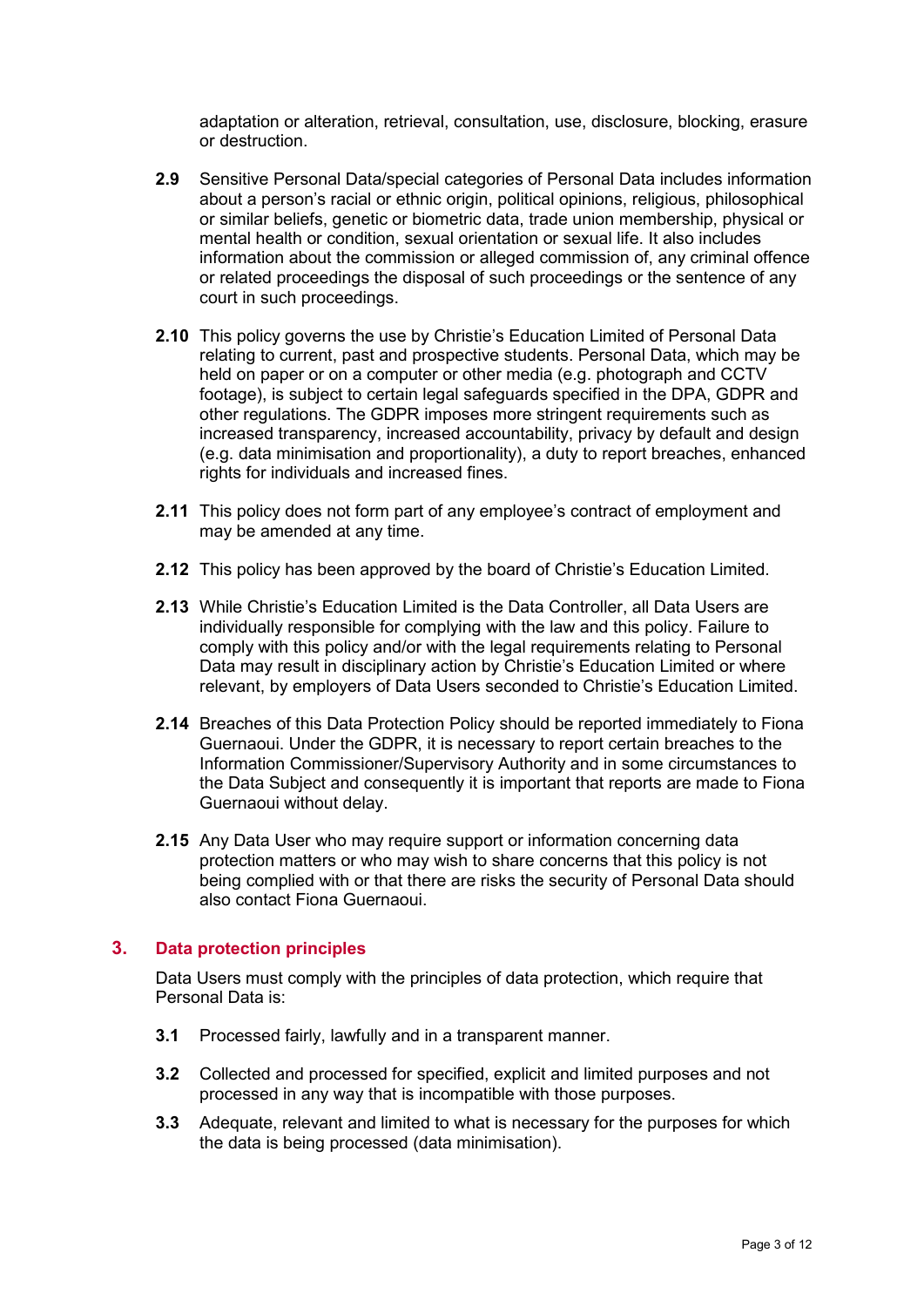adaptation or alteration, retrieval, consultation, use, disclosure, blocking, erasure or destruction.

**2.9** Sensitive Personal Data/special categories of Personal Data includes information about a person's racial or ethnic origin, political opinions, religious, philosophical or similar beliefs, genetic or biometric data, trade union membership, physical or mental health or condition, sexual orientation or sexual life. It also includes information about the commission or alleged commission of, any criminal offence or related proceedings the disposal of such proceedings or the sentence of any court in such proceedings.

**2.10** This policy governs the use by Christie's Education Limited of Personal Data relating to current, past and prospective students. Personal Data, which may be held on paper or on a computer or other media (e.g. photograph and CCTV footage), is subject to certain legal safeguards specified in the DPA, GDPR and other regulations. The GDPR imposes more stringent requirements such as increased transparency, increased accountability, privacy by default and design (e.g. data minimisation and proportionality), a duty to report breaches, enhanced rights for individuals and increased fines.

**2.11** This policy does not form part of any employee's contract of employment and may be amended at any time.

**2.12** This policy has been approved by the board of Christie's Education Limited.

**2.13** While Christie's Education Limited is the Data Controller, all Data Users are individually responsible for complying with the law and this policy. Failure to comply with this policy and/or with the legal requirements relating to Personal Data may result in disciplinary action by Christie's Education Limited or where relevant, by employers of Data Users seconded to Christie's Education Limited.

**2.14** Breaches of this Data Protection Policy should be reported immediately to Fiona Guernaoui. Under the GDPR, it is necessary to report certain breaches to the Information Commissioner/Supervisory Authority and in some circumstances to the Data Subject and consequently it is important that reports are made to Fiona Guernaoui without delay.

**2.15** Any Data User who may require support or information concerning data protection matters or who may wish to share concerns that this policy is not being complied with or that there are risks the security of Personal Data should also contact Fiona Guernaoui.

## 3. Data protection principles

Data Users must comply with the principles of data protection, which require that Personal Data is:

**3.1** Processed fairly, lawfully and in a transparent manner.

**3.2** Collected and processed for specified, explicit and limited purposes and not processed in any way that is incompatible with those purposes.

**3.3** Adequate, relevant and limited to what is necessary for the purposes for which the data is being processed (data minimisation).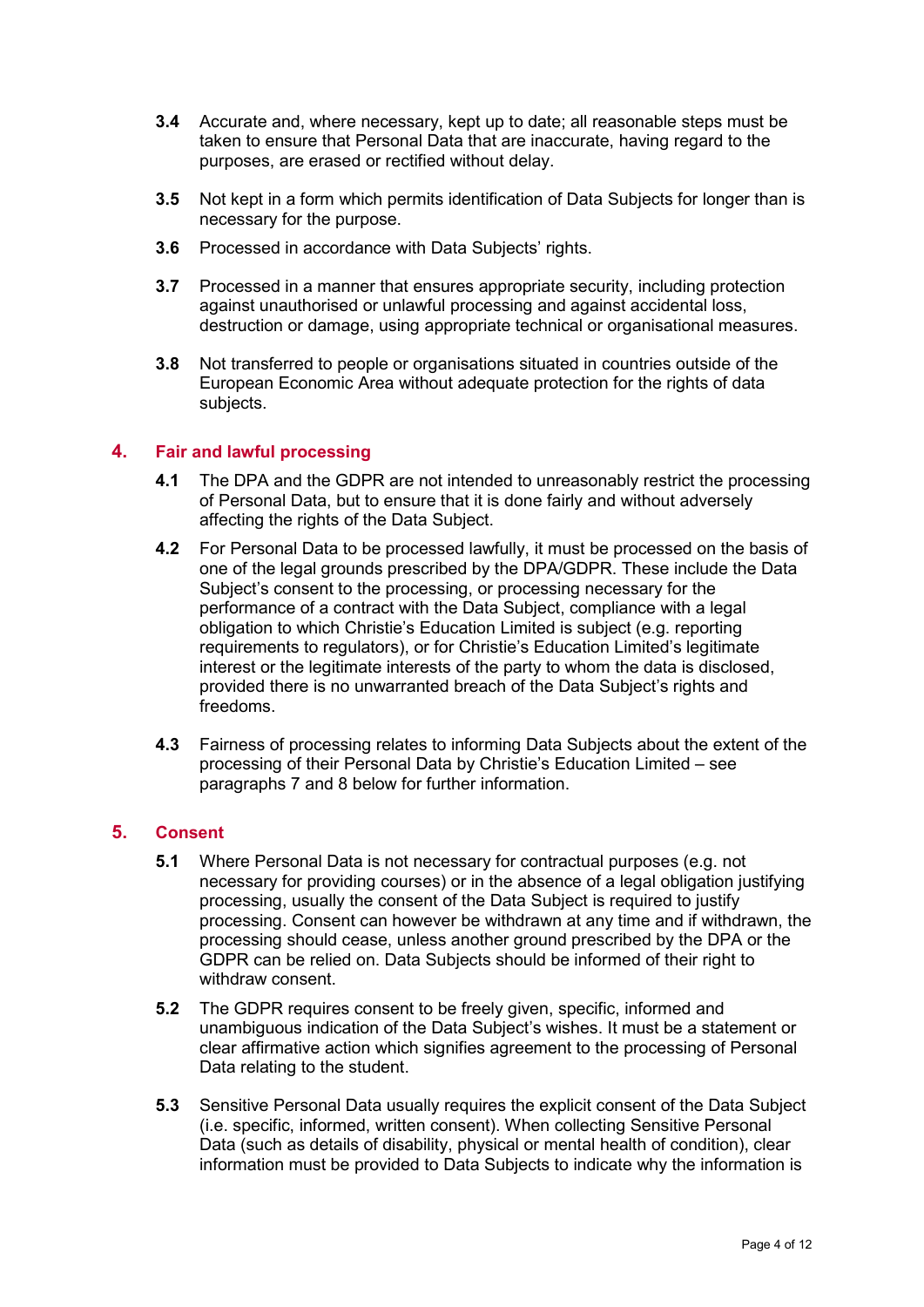**3.4** Accurate and, where necessary, kept up to date; all reasonable steps must be taken to ensure that Personal Data that are inaccurate, having regard to the purposes, are erased or rectified without delay.

**3.5** Not kept in a form which permits identification of Data Subjects for longer than is necessary for the purpose.

**3.6** Processed in accordance with Data Subjects' rights.

**3.7** Processed in a manner that ensures appropriate security, including protection against unauthorised or unlawful processing and against accidental loss, destruction or damage, using appropriate technical or organisational measures.

**3.8** Not transferred to people or organisations situated in countries outside of the European Economic Area without adequate protection for the rights of data subjects.

## 4. Fair and lawful processing

**4.1** The DPA and the GDPR are not intended to unreasonably restrict the processing of Personal Data, but to ensure that it is done fairly and without adversely affecting the rights of the Data Subject.

**4.2** For Personal Data to be processed lawfully, it must be processed on the basis of one of the legal grounds prescribed by the DPA/GDPR. These include the Data Subject's consent to the processing, or processing necessary for the performance of a contract with the Data Subject, compliance with a legal obligation to which Christie's Education Limited is subject (e.g. reporting requirements to regulators), or for Christie's Education Limited's legitimate interest or the legitimate interests of the party to whom the data is disclosed, provided there is no unwarranted breach of the Data Subject's rights and freedoms.

**4.3** Fairness of processing relates to informing Data Subjects about the extent of the processing of their Personal Data by Christie's Education Limited – see paragraphs 7 and 8 below for further information.

## 5. Consent

**5.1** Where Personal Data is not necessary for contractual purposes (e.g. not necessary for providing courses) or in the absence of a legal obligation justifying processing, usually the consent of the Data Subject is required to justify processing. Consent can however be withdrawn at any time and if withdrawn, the processing should cease, unless another ground prescribed by the DPA or the GDPR can be relied on. Data Subjects should be informed of their right to withdraw consent.

**5.2** The GDPR requires consent to be freely given, specific, informed and unambiguous indication of the Data Subject's wishes. It must be a statement or clear affirmative action which signifies agreement to the processing of Personal Data relating to the student.

**5.3** Sensitive Personal Data usually requires the explicit consent of the Data Subject (i.e. specific, informed, written consent). When collecting Sensitive Personal Data (such as details of disability, physical or mental health of condition), clear information must be provided to Data Subjects to indicate why the information is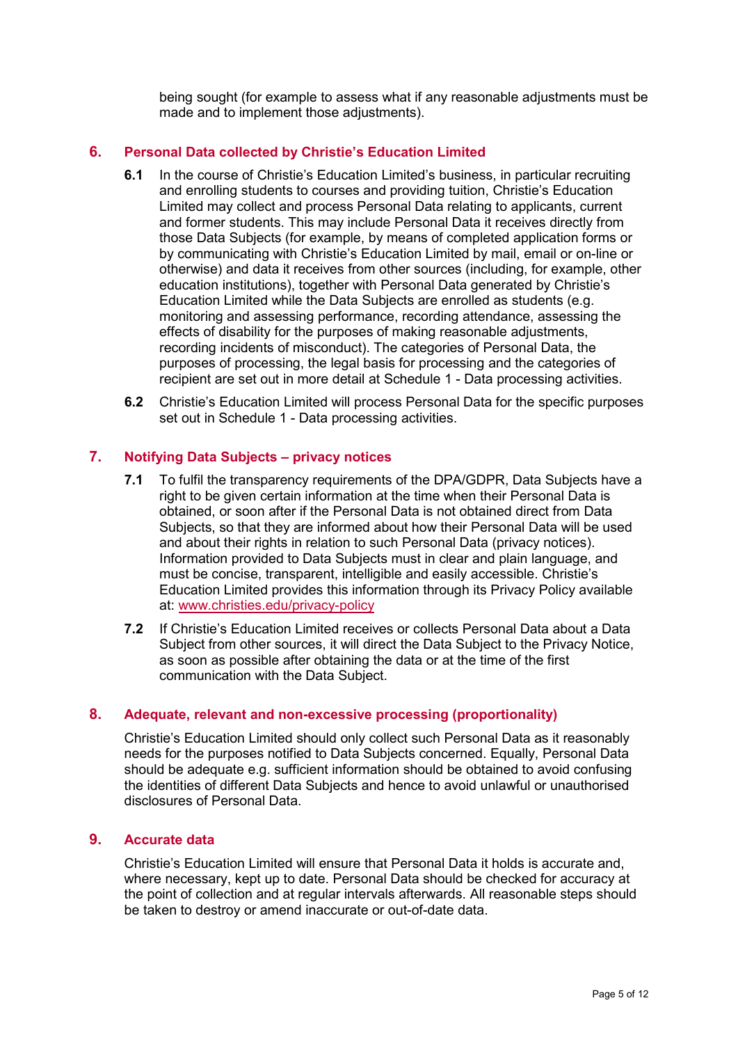being sought (for example to assess what if any reasonable adjustments must be made and to implement those adjustments).

## 6. Personal Data collected by Christie's Education Limited

**6.1** In the course of Christie's Education Limited's business, in particular recruiting and enrolling students to courses and providing tuition, Christie's Education Limited may collect and process Personal Data relating to applicants, current and former students. This may include Personal Data it receives directly from those Data Subjects (for example, by means of completed application forms or by communicating with Christie's Education Limited by mail, email or on-line or otherwise) and data it receives from other sources (including, for example, other education institutions), together with Personal Data generated by Christie's Education Limited while the Data Subjects are enrolled as students (e.g. monitoring and assessing performance, recording attendance, assessing the effects of disability for the purposes of making reasonable adjustments, recording incidents of misconduct). The categories of Personal Data, the purposes of processing, the legal basis for processing and the categories of recipient are set out in more detail at Schedule 1 - Data processing activities.

**6.2** Christie's Education Limited will process Personal Data for the specific purposes set out in Schedule 1 - Data processing activities.

## 7. Notifying Data Subjects – privacy notices

**7.1** To fulfil the transparency requirements of the DPA/GDPR, Data Subjects have a right to be given certain information at the time when their Personal Data is obtained, or soon after if the Personal Data is not obtained direct from Data Subjects, so that they are informed about how their Personal Data will be used and about their rights in relation to such Personal Data (privacy notices). Information provided to Data Subjects must in clear and plain language, and must be concise, transparent, intelligible and easily accessible. Christie's Education Limited provides this information through its Privacy Policy available at: [www.christies.edu/privacy-policy](www.christies.edu/privacy-policy)

**7.2** If Christie's Education Limited receives or collects Personal Data about a Data Subject from other sources, it will direct the Data Subject to the Privacy Notice, as soon as possible after obtaining the data or at the time of the first communication with the Data Subject.

## 8. Adequate, relevant and non-excessive processing (proportionality)

Christie's Education Limited should only collect such Personal Data as it reasonably needs for the purposes notified to Data Subjects concerned. Equally, Personal Data should be adequate e.g. sufficient information should be obtained to avoid confusing the identities of different Data Subjects and hence to avoid unlawful or unauthorised disclosures of Personal Data.

## 9. Accurate data

Christie's Education Limited will ensure that Personal Data it holds is accurate and, where necessary, kept up to date. Personal Data should be checked for accuracy at the point of collection and at regular intervals afterwards. All reasonable steps should be taken to destroy or amend inaccurate or out-of-date data.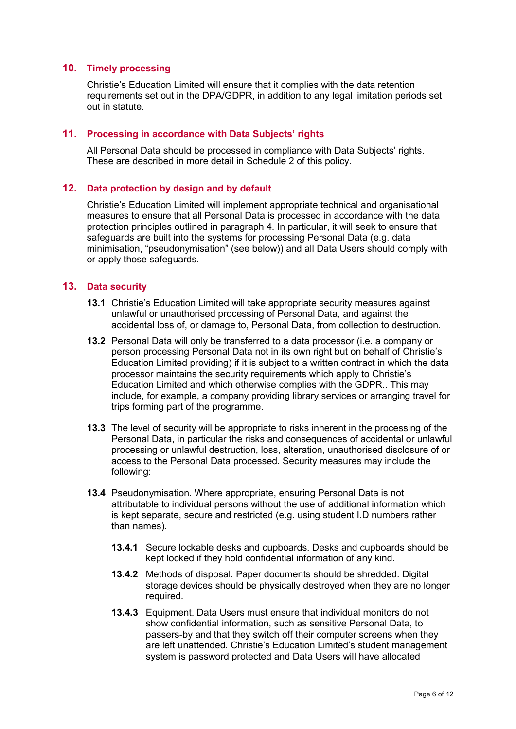## 10. Timely processing

Christie's Education Limited will ensure that it complies with the data retention requirements set out in the DPA/GDPR, in addition to any legal limitation periods set out in statute.

## 11. Processing in accordance with Data Subjects' rights

All Personal Data should be processed in compliance with Data Subjects' rights. These are described in more detail in Schedule 2 of this policy.

## 12. Data protection by design and by default

Christie's Education Limited will implement appropriate technical and organisational measures to ensure that all Personal Data is processed in accordance with the data protection principles outlined in paragraph 4. In particular, it will seek to ensure that safeguards are built into the systems for processing Personal Data (e.g. data minimisation, "pseudonymisation" (see below)) and all Data Users should comply with or apply those safeguards.

## 13. Data security

**13.1** Christie's Education Limited will take appropriate security measures against unlawful or unauthorised processing of Personal Data, and against the accidental loss of, or damage to, Personal Data, from collection to destruction.

**13.2** Personal Data will only be transferred to a data processor (i.e. a company or person processing Personal Data not in its own right but on behalf of Christie's Education Limited providing) if it is subject to a written contract in which the data processor maintains the security requirements which apply to Christie's Education Limited and which otherwise complies with the GDPR.. This may include, for example, a company providing library services or arranging travel for trips forming part of the programme.

**13.3** The level of security will be appropriate to risks inherent in the processing of the Personal Data, in particular the risks and consequences of accidental or unlawful processing or unlawful destruction, loss, alteration, unauthorised disclosure of or access to the Personal Data processed. Security measures may include the following:

**13.4** Pseudonymisation. Where appropriate, ensuring Personal Data is not attributable to individual persons without the use of additional information which is kept separate, secure and restricted (e.g. using student I.D numbers rather than names).

**13.4.1** Secure lockable desks and cupboards. Desks and cupboards should be kept locked if they hold confidential information of any kind.

**13.4.2** Methods of disposal. Paper documents should be shredded. Digital storage devices should be physically destroyed when they are no longer required.

**13.4.3** Equipment. Data Users must ensure that individual monitors do not show confidential information, such as sensitive Personal Data, to passers-by and that they switch off their computer screens when they are left unattended. Christie's Education Limited's student management system is password protected and Data Users will have allocated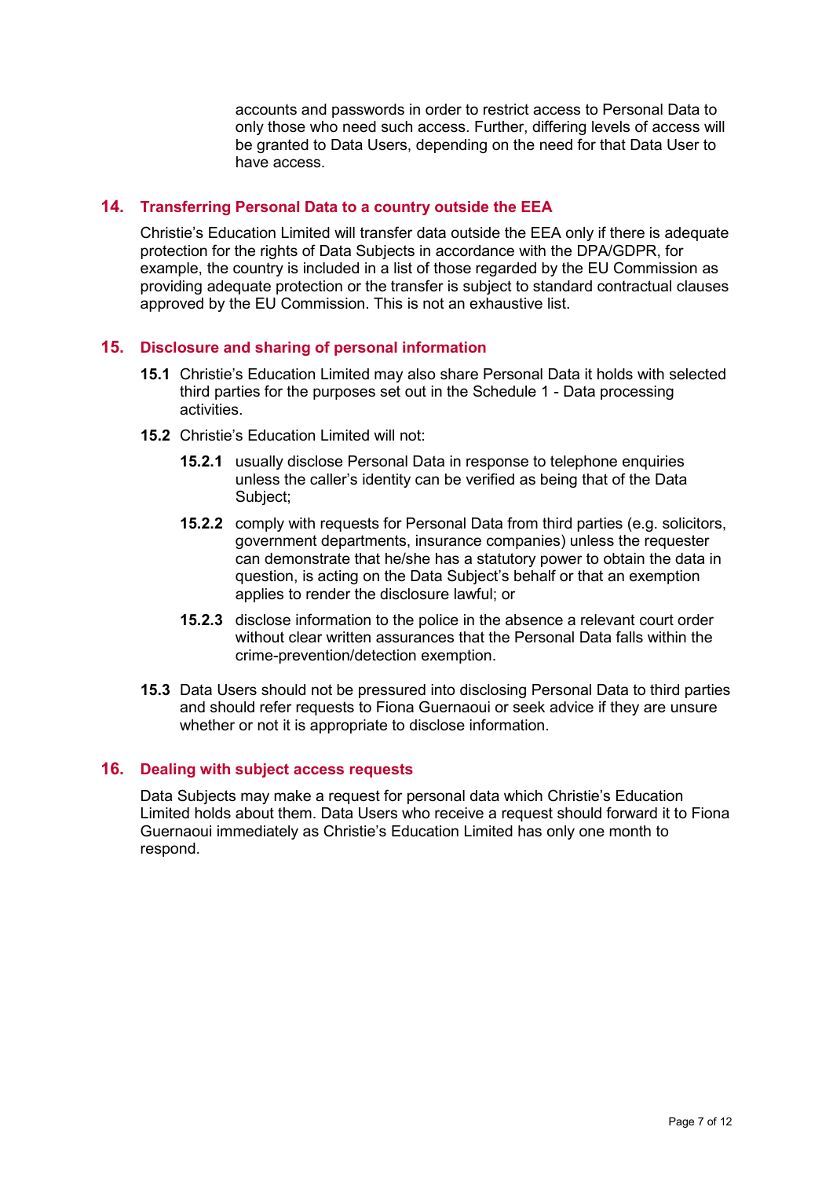accounts and passwords in order to restrict access to Personal Data to only those who need such access. Further, differing levels of access will be granted to Data Users, depending on the need for that Data User to have access.

## 14. Transferring Personal Data to a country outside the EEA

Christie's Education Limited will transfer data outside the EEA only if there is adequate protection for the rights of Data Subjects in accordance with the DPA/GDPR, for example, the country is included in a list of those regarded by the EU Commission as providing adequate protection or the transfer is subject to standard contractual clauses approved by the EU Commission. This is not an exhaustive list.

## 15. Disclosure and sharing of personal information

**15.1** Christie's Education Limited may also share Personal Data it holds with selected third parties for the purposes set out in the Schedule 1 - Data processing activities.

**15.2** Christie's Education Limited will not:

**15.2.1** usually disclose Personal Data in response to telephone enquiries unless the caller's identity can be verified as being that of the Data Subject;

**15.2.2** comply with requests for Personal Data from third parties (e.g. solicitors, government departments, insurance companies) unless the requester can demonstrate that he/she has a statutory power to obtain the data in question, is acting on the Data Subject's behalf or that an exemption applies to render the disclosure lawful; or

**15.2.3** disclose information to the police in the absence a relevant court order without clear written assurances that the Personal Data falls within the crime-prevention/detection exemption.

**15.3** Data Users should not be pressured into disclosing Personal Data to third parties and should refer requests to Fiona Guernaoui or seek advice if they are unsure whether or not it is appropriate to disclose information.

## 16. Dealing with subject access requests

Data Subjects may make a request for personal data which Christie's Education Limited holds about them. Data Users who receive a request should forward it to Fiona Guernaoui immediately as Christie's Education Limited has only one month to respond.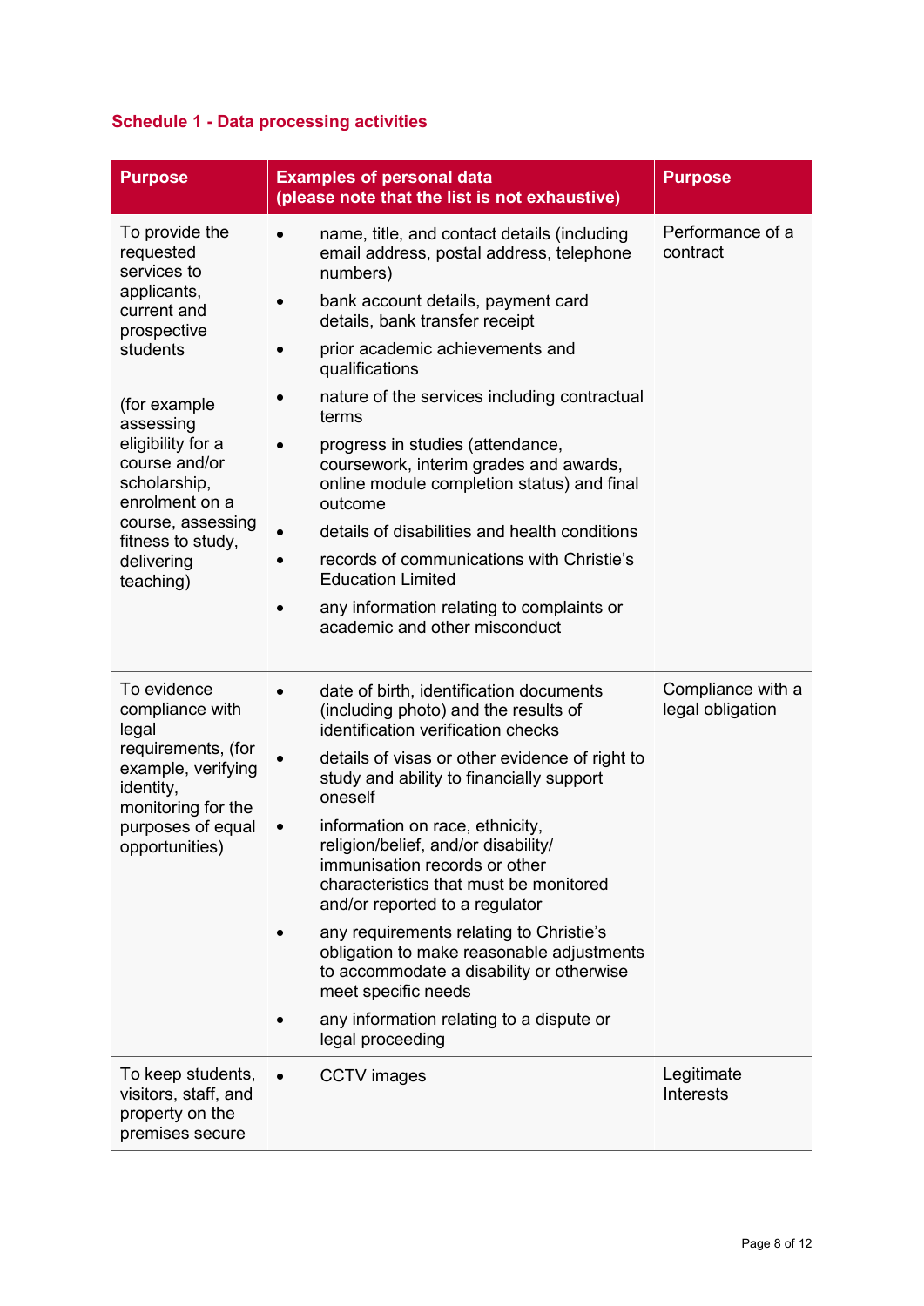### Schedule 1 - Data processing activities

| Purpose | Examples of personal data (please note that the list is not exhaustive) | Purpose |
|---|---|---|
| To provide the requested services to applicants, current and prospective students<br><br>(for example assessing eligibility for a course and/or scholarship, enrolment on a course, assessing fitness to study, delivering teaching) | • name, title, and contact details (including email address, postal address, telephone numbers)<br>• bank account details, payment card details, bank transfer receipt<br>• prior academic achievements and qualifications<br>• nature of the services including contractual terms<br>• progress in studies (attendance, coursework, interim grades and awards, online module completion status) and final outcome<br>• details of disabilities and health conditions<br>• records of communications with Christie's Education Limited<br>• any information relating to complaints or academic and other misconduct | Performance of a contract |
| To evidence compliance with legal requirements, (for example, verifying identity, monitoring for the purposes of equal opportunities) | • date of birth, identification documents (including photo) and the results of identification verification checks<br>• details of visas or other evidence of right to study and ability to financially support oneself<br>• information on race, ethnicity, religion/belief, and/or disability/ immunisation records or other characteristics that must be monitored and/or reported to a regulator<br>• any requirements relating to Christie's obligation to make reasonable adjustments to accommodate a disability or otherwise meet specific needs<br>• any information relating to a dispute or legal proceeding | Compliance with a legal obligation |
| To keep students, visitors, staff, and property on the premises secure | • CCTV images | Legitimate Interests |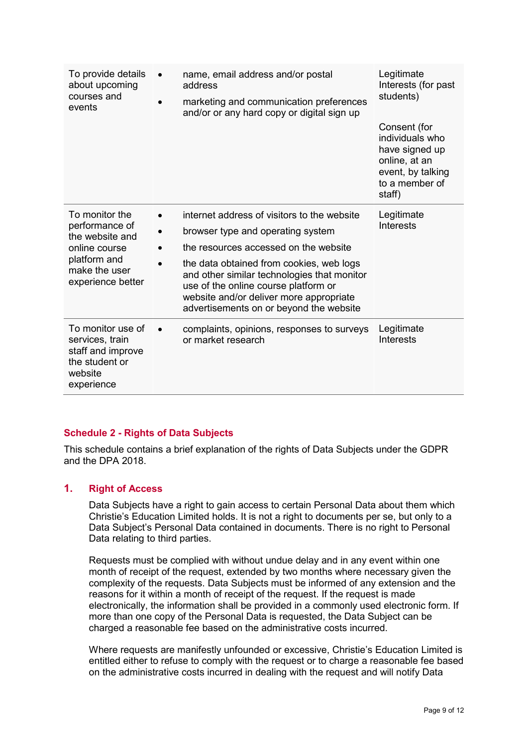| To provide details about upcoming courses and events | • name, email address and/or postal address<br>• marketing and communication preferences and/or or any hard copy or digital sign up | Legitimate Interests (for past students)<br><br>Consent (for individuals who have signed up online, at an event, by talking to a member of staff) |
|---|---|---|
| To monitor the performance of the website and online course platform and make the user experience better | • internet address of visitors to the website<br>• browser type and operating system<br>• the resources accessed on the website<br>• the data obtained from cookies, web logs and other similar technologies that monitor use of the online course platform or website and/or deliver more appropriate advertisements on or beyond the website | Legitimate Interests |
| To monitor use of services, train staff and improve the student or website experience | • complaints, opinions, responses to surveys or market research | Legitimate Interests |

## Schedule 2 - Rights of Data Subjects

This schedule contains a brief explanation of the rights of Data Subjects under the GDPR and the DPA 2018.

### 1. Right of Access

Data Subjects have a right to gain access to certain Personal Data about them which Christie's Education Limited holds. It is not a right to documents per se, but only to a Data Subject's Personal Data contained in documents. There is no right to Personal Data relating to third parties.

Requests must be complied with without undue delay and in any event within one month of receipt of the request, extended by two months where necessary given the complexity of the requests. Data Subjects must be informed of any extension and the reasons for it within a month of receipt of the request. If the request is made electronically, the information shall be provided in a commonly used electronic form. If more than one copy of the Personal Data is requested, the Data Subject can be charged a reasonable fee based on the administrative costs incurred.

Where requests are manifestly unfounded or excessive, Christie's Education Limited is entitled either to refuse to comply with the request or to charge a reasonable fee based on the administrative costs incurred in dealing with the request and will notify Data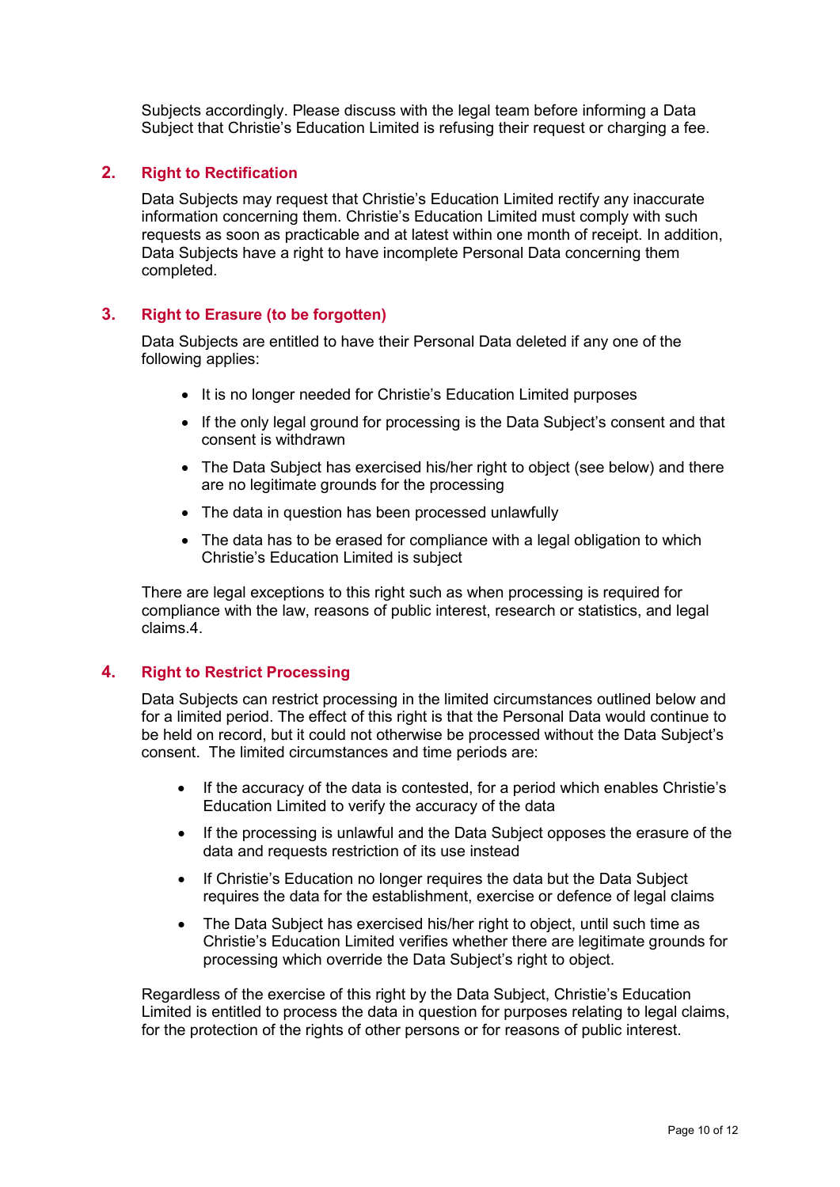Subjects accordingly. Please discuss with the legal team before informing a Data Subject that Christie's Education Limited is refusing their request or charging a fee.

## 2. Right to Rectification

Data Subjects may request that Christie's Education Limited rectify any inaccurate information concerning them. Christie's Education Limited must comply with such requests as soon as practicable and at latest within one month of receipt. In addition, Data Subjects have a right to have incomplete Personal Data concerning them completed.

## 3. Right to Erasure (to be forgotten)

Data Subjects are entitled to have their Personal Data deleted if any one of the following applies:

- It is no longer needed for Christie's Education Limited purposes
- If the only legal ground for processing is the Data Subject's consent and that consent is withdrawn
- The Data Subject has exercised his/her right to object (see below) and there are no legitimate grounds for the processing
- The data in question has been processed unlawfully
- The data has to be erased for compliance with a legal obligation to which Christie's Education Limited is subject

There are legal exceptions to this right such as when processing is required for compliance with the law, reasons of public interest, research or statistics, and legal claims.4.

## 4. Right to Restrict Processing

Data Subjects can restrict processing in the limited circumstances outlined below and for a limited period. The effect of this right is that the Personal Data would continue to be held on record, but it could not otherwise be processed without the Data Subject's consent. The limited circumstances and time periods are:

- If the accuracy of the data is contested, for a period which enables Christie's Education Limited to verify the accuracy of the data
- If the processing is unlawful and the Data Subject opposes the erasure of the data and requests restriction of its use instead
- If Christie's Education no longer requires the data but the Data Subject requires the data for the establishment, exercise or defence of legal claims
- The Data Subject has exercised his/her right to object, until such time as Christie's Education Limited verifies whether there are legitimate grounds for processing which override the Data Subject's right to object.

Regardless of the exercise of this right by the Data Subject, Christie's Education Limited is entitled to process the data in question for purposes relating to legal claims, for the protection of the rights of other persons or for reasons of public interest.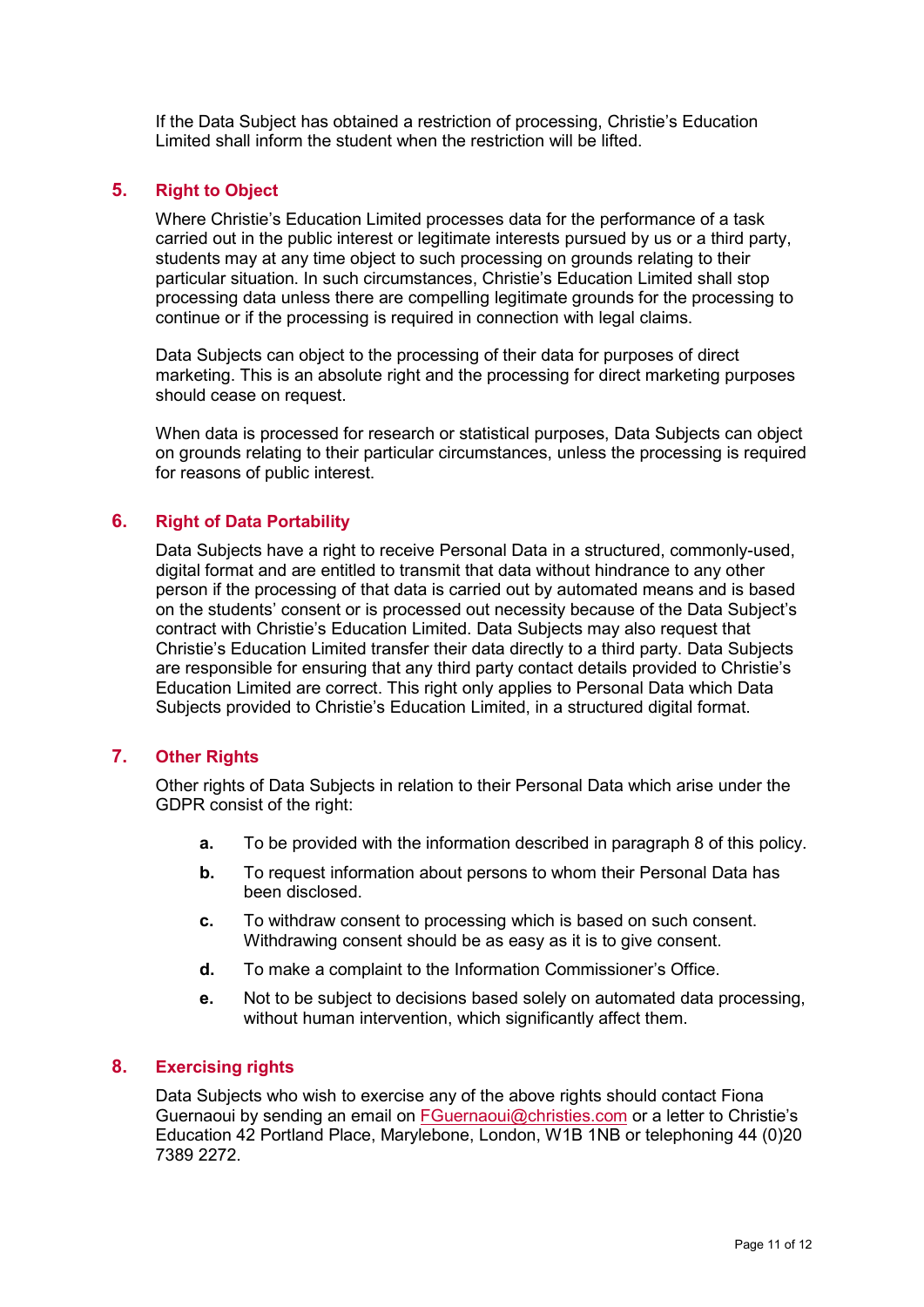If the Data Subject has obtained a restriction of processing, Christie's Education Limited shall inform the student when the restriction will be lifted.

## 5. Right to Object

Where Christie's Education Limited processes data for the performance of a task carried out in the public interest or legitimate interests pursued by us or a third party, students may at any time object to such processing on grounds relating to their particular situation. In such circumstances, Christie's Education Limited shall stop processing data unless there are compelling legitimate grounds for the processing to continue or if the processing is required in connection with legal claims.

Data Subjects can object to the processing of their data for purposes of direct marketing. This is an absolute right and the processing for direct marketing purposes should cease on request.

When data is processed for research or statistical purposes, Data Subjects can object on grounds relating to their particular circumstances, unless the processing is required for reasons of public interest.

## 6. Right of Data Portability

Data Subjects have a right to receive Personal Data in a structured, commonly-used, digital format and are entitled to transmit that data without hindrance to any other person if the processing of that data is carried out by automated means and is based on the students' consent or is processed out necessity because of the Data Subject's contract with Christie's Education Limited. Data Subjects may also request that Christie's Education Limited transfer their data directly to a third party. Data Subjects are responsible for ensuring that any third party contact details provided to Christie's Education Limited are correct. This right only applies to Personal Data which Data Subjects provided to Christie's Education Limited, in a structured digital format.

## 7. Other Rights

Other rights of Data Subjects in relation to their Personal Data which arise under the GDPR consist of the right:

- **a.** To be provided with the information described in paragraph 8 of this policy.
- **b.** To request information about persons to whom their Personal Data has been disclosed.
- **c.** To withdraw consent to processing which is based on such consent. Withdrawing consent should be as easy as it is to give consent.
- **d.** To make a complaint to the Information Commissioner's Office.
- **e.** Not to be subject to decisions based solely on automated data processing, without human intervention, which significantly affect them.

## 8. Exercising rights

Data Subjects who wish to exercise any of the above rights should contact Fiona Guernaoui by sending an email on FGuernaoui@christies.com or a letter to Christie's Education 42 Portland Place, Marylebone, London, W1B 1NB or telephoning 44 (0)20 7389 2272.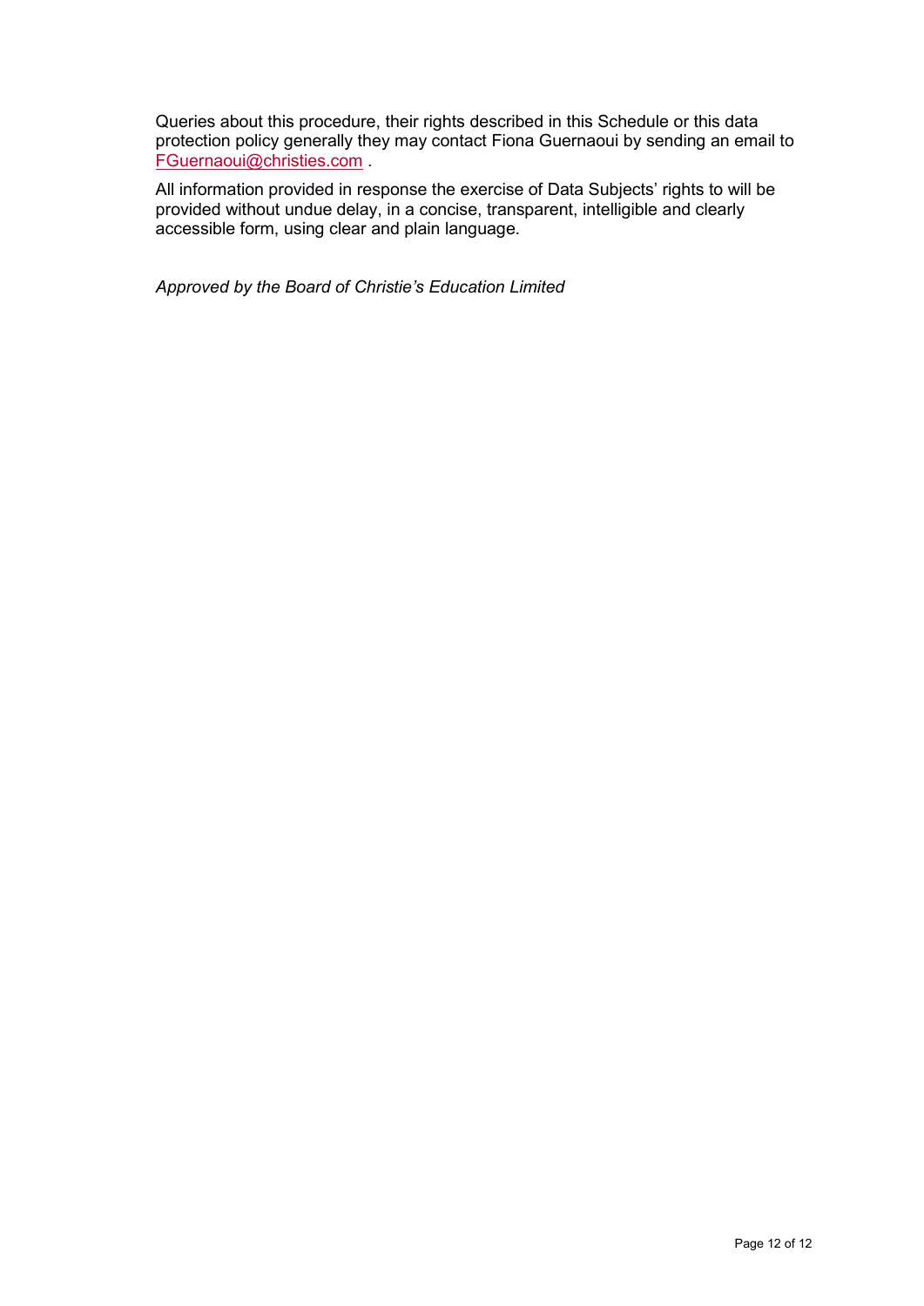Queries about this procedure, their rights described in this Schedule or this data protection policy generally they may contact Fiona Guernaoui by sending an email to FGuernaoui@christies.com .

All information provided in response the exercise of Data Subjects' rights to will be provided without undue delay, in a concise, transparent, intelligible and clearly accessible form, using clear and plain language.

*Approved by the Board of Christie's Education Limited*